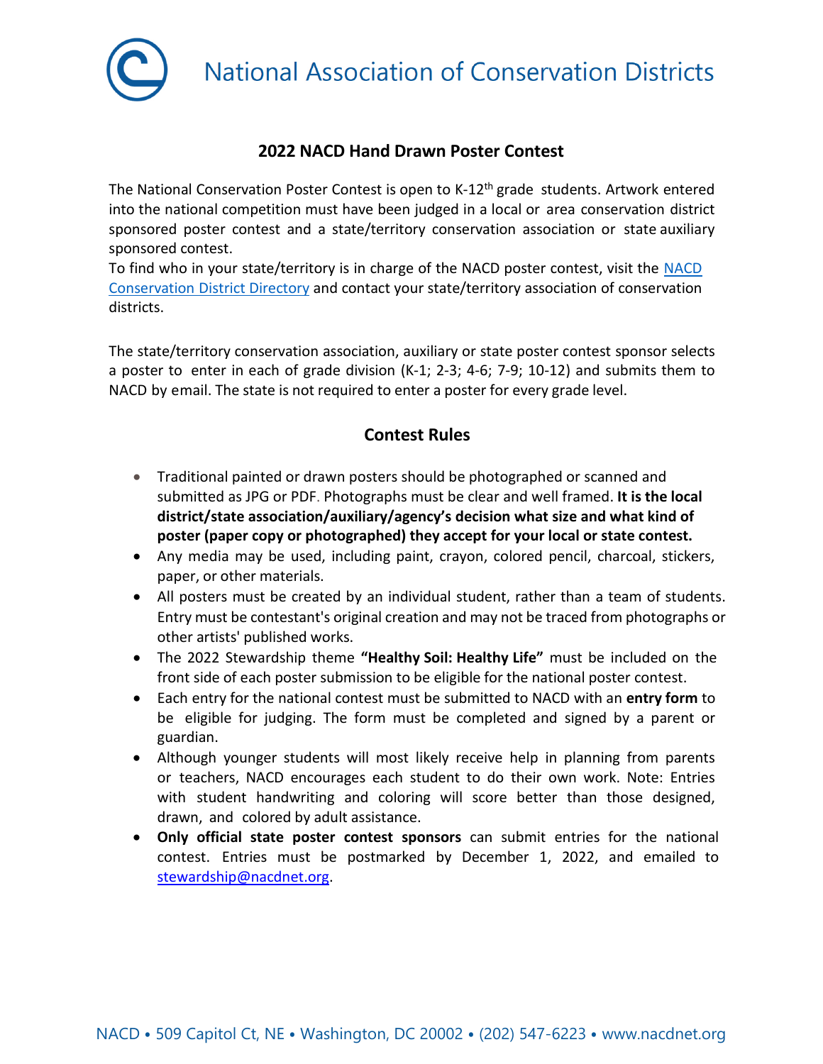# National Association of Conservation Districts

## 2022 NACD Hand Drawn Poster Contest

The National Conservation Poster Contest is open to K-12th grade students. Artwork entered into the national competition must have been judged in a local or area conservation district sponsored poster contest and a state/territory conservation association or state auxiliary sponsored contest.

To find who in your state/territory is in charge of the NACD poster contest, visit the NACD Conservation District Directory and contact your state/territory association of conservation districts.

The state/territory conservation association, auxiliary or state poster contest sponsor selects a poster to enter in each of grade division (K-1; 2-3; 4-6; 7-9; 10-12) and submits them to NACD by email. The state is not required to enter a poster for every grade level.

## Contest Rules

- Traditional painted or drawn posters should be photographed or scanned and submitted as JPG or PDF. Photographs must be clear and well framed. **It is the local district/state association/auxiliary/agency's decision what size and what kind of poster (paper copy or photographed) they accept for your local or state contest.**
- Any media may be used, including paint, crayon, colored pencil, charcoal, stickers, paper, or other materials.
- All posters must be created by an individual student, rather than a team of students. Entry must be contestant's original creation and may not be traced from photographs or other artists' published works.
- The 2022 Stewardship theme **"Healthy Soil: Healthy Life"** must be included on the front side of each poster submission to be eligible for the national poster contest.
- Each entry for the national contest must be submitted to NACD with an **entry form** to be eligible for judging. The form must be completed and signed by a parent or guardian.
- Although younger students will most likely receive help in planning from parents or teachers, NACD encourages each student to do their own work. Note: Entries with student handwriting and coloring will score better than those designed, drawn, and colored by adult assistance.
- **Only official state poster contest sponsors** can submit entries for the national contest. Entries must be postmarked by December 1, 2022, and emailed to stewardship@nacdnet.org.

NACD • 509 Capitol Ct, NE • Washington, DC 20002 • (202) 547-6223 • www.nacdnet.org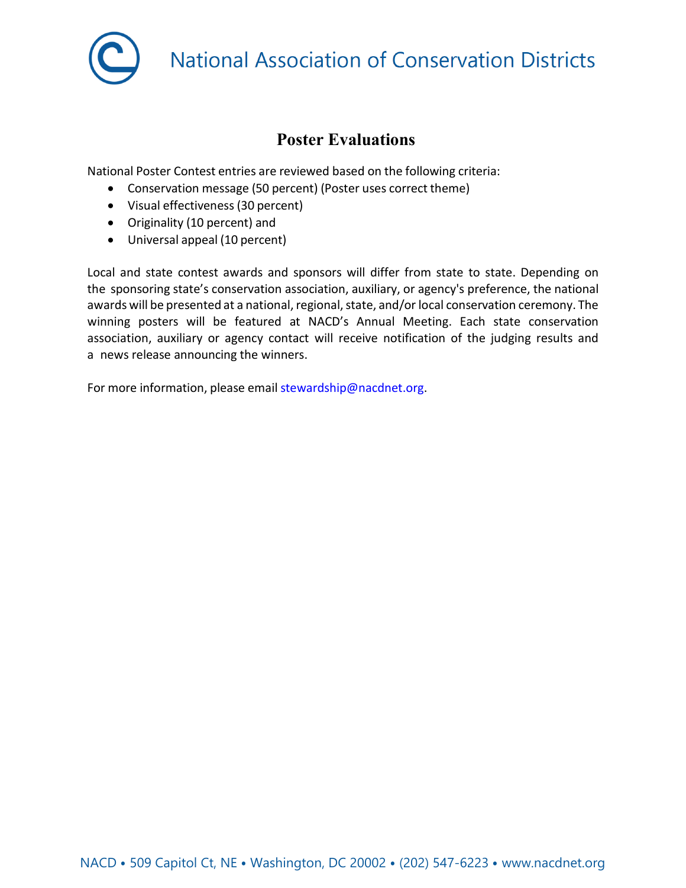# National Association of Conservation Districts

## Poster Evaluations

National Poster Contest entries are reviewed based on the following criteria:

- Conservation message (50 percent) (Poster uses correct theme)
- Visual effectiveness (30 percent)
- Originality (10 percent) and
- Universal appeal (10 percent)

Local and state contest awards and sponsors will differ from state to state. Depending on the sponsoring state's conservation association, auxiliary, or agency's preference, the national awards will be presented at a national, regional, state, and/or local conservation ceremony. The winning posters will be featured at NACD's Annual Meeting. Each state conservation association, auxiliary or agency contact will receive notification of the judging results and a news release announcing the winners.

For more information, please email stewardship@nacdnet.org.

NACD • 509 Capitol Ct, NE • Washington, DC 20002 • (202) 547-6223 • www.nacdnet.org